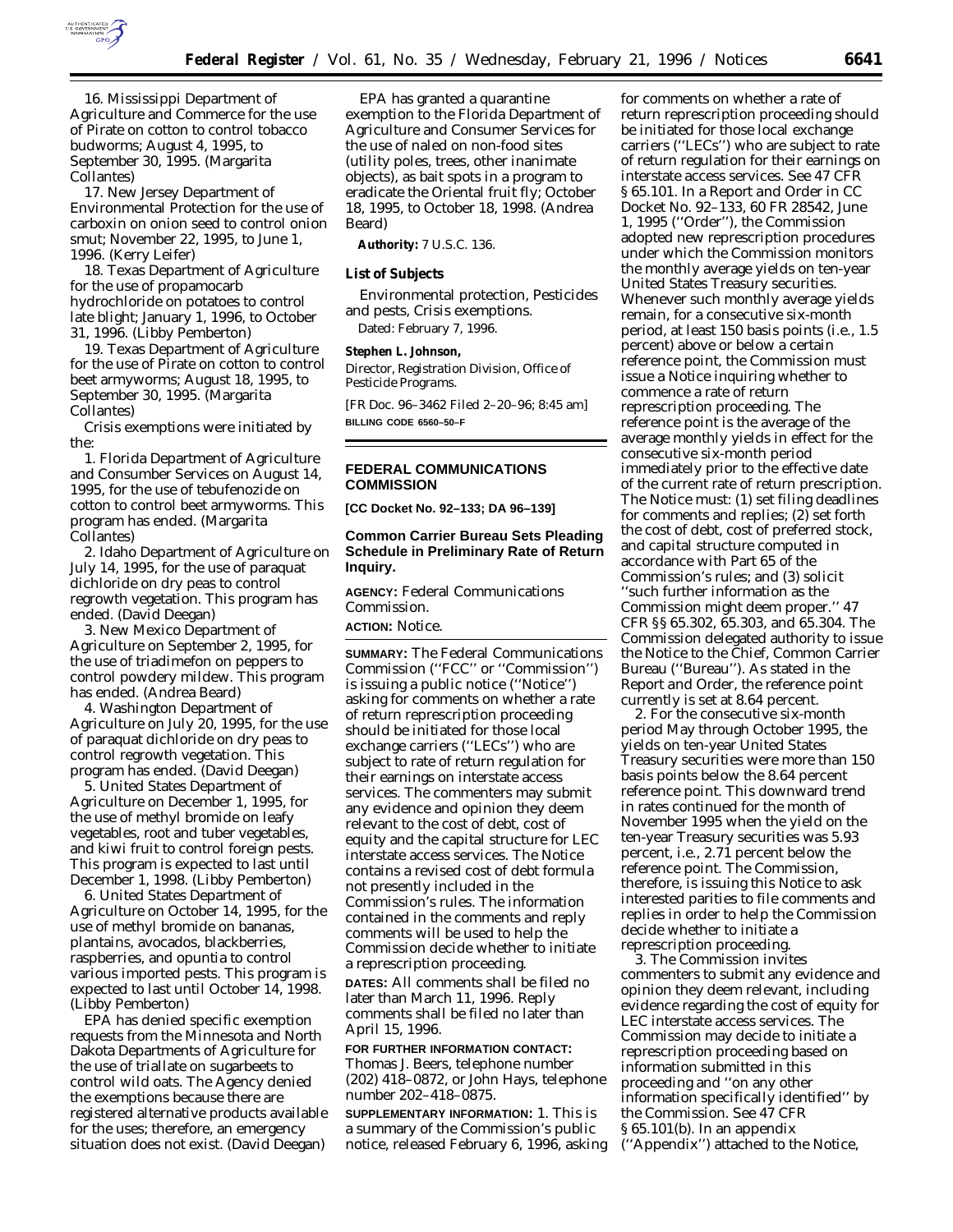16. Mississippi Department of Agriculture and Commerce for the use of Pirate on cotton to control tobacco budworms; August 4, 1995, to September 30, 1995. (Margarita Collantes)

17. New Jersey Department of Environmental Protection for the use of carboxin on onion seed to control onion smut; November 22, 1995, to June 1, 1996. (Kerry Leifer)

18. Texas Department of Agriculture for the use of propamocarb hydrochloride on potatoes to control late blight; January 1, 1996, to October 31, 1996. (Libby Pemberton)

19. Texas Department of Agriculture for the use of Pirate on cotton to control beet armyworms; August 18, 1995, to September 30, 1995. (Margarita Collantes)

Crisis exemptions were initiated by the:

1. Florida Department of Agriculture and Consumer Services on August 14, 1995, for the use of tebufenozide on cotton to control beet armyworms. This program has ended. (Margarita Collantes)

2. Idaho Department of Agriculture on July 14, 1995, for the use of paraquat dichloride on dry peas to control regrowth vegetation. This program has ended. (David Deegan)

3. New Mexico Department of Agriculture on September 2, 1995, for the use of triadimefon on peppers to control powdery mildew. This program has ended. (Andrea Beard)

4. Washington Department of Agriculture on July 20, 1995, for the use of paraquat dichloride on dry peas to control regrowth vegetation. This program has ended. (David Deegan)

5. United States Department of Agriculture on December 1, 1995, for the use of methyl bromide on leafy vegetables, root and tuber vegetables, and kiwi fruit to control foreign pests. This program is expected to last until December 1, 1998. (Libby Pemberton)

6. United States Department of Agriculture on October 14, 1995, for the use of methyl bromide on bananas, plantains, avocados, blackberries, raspberries, and opuntia to control various imported pests. This program is expected to last until October 14, 1998. (Libby Pemberton)

EPA has denied specific exemption requests from the Minnesota and North Dakota Departments of Agriculture for the use of triallate on sugarbeets to control wild oats. The Agency denied the exemptions because there are registered alternative products available for the uses; therefore, an emergency situation does not exist. (David Deegan)

EPA has granted a quarantine exemption to the Florida Department of Agriculture and Consumer Services for the use of naled on non-food sites (utility poles, trees, other inanimate objects), as bait spots in a program to eradicate the Oriental fruit fly; October 18, 1995, to October 18, 1998. (Andrea Beard)

**Authority:** 7 U.S.C. 136.

**List of Subjects**

Environmental protection, Pesticides and pests, Crisis exemptions.

Dated: February 7, 1996.

**Stephen L. Johnson,**
*Director, Registration Division, Office of Pesticide Programs.*

[FR Doc. 96–3462 Filed 2–20–96; 8:45 am]
**BILLING CODE 6560–50–F**

## FEDERAL COMMUNICATIONS COMMISSION

**[CC Docket No. 92–133; DA 96–139]**

### Common Carrier Bureau Sets Pleading Schedule in Preliminary Rate of Return Inquiry.

**AGENCY:** Federal Communications Commission.

**ACTION:** Notice.

**SUMMARY:** The Federal Communications Commission (''FCC'' or ''Commission'') is issuing a public notice (''Notice'') asking for comments on whether a rate of return represcription proceeding should be initiated for those local exchange carriers (''LECs'') who are subject to rate of return regulation for their earnings on interstate access services. The commenters may submit any evidence and opinion they deem relevant to the cost of debt, cost of equity and the capital structure for LEC interstate access services. The Notice contains a revised cost of debt formula not presently included in the Commission's rules. The information contained in the comments and reply comments will be used to help the Commission decide whether to initiate a represcription proceeding.

**DATES:** All comments shall be filed no later than March 11, 1996. Reply comments shall be filed no later than April 15, 1996.

**FOR FURTHER INFORMATION CONTACT:** Thomas J. Beers, telephone number (202) 418–0872, or John Hays, telephone number 202–418–0875.

**SUPPLEMENTARY INFORMATION:** 1. This is a summary of the Commission's public notice, released February 6, 1996, asking for comments on whether a rate of return represcription proceeding should be initiated for those local exchange carriers (''LECs'') who are subject to rate of return regulation for their earnings on interstate access services. See 47 CFR § 65.101. In a Report and Order in CC Docket No. 92–133, 60 FR 28542, June 1, 1995 (''Order''), the Commission adopted new represcription procedures under which the Commission monitors the monthly average yields on ten-year United States Treasury securities. Whenever such monthly average yields remain, for a consecutive six-month period, at least 150 basis points (i.e., 1.5 percent) above or below a certain reference point, the Commission must issue a Notice inquiring whether to commence a rate of return represcription proceeding. The reference point is the average of the average monthly yields in effect for the consecutive six-month period immediately prior to the effective date of the current rate of return prescription. The Notice must: (1) set filing deadlines for comments and replies; (2) set forth the cost of debt, cost of preferred stock, and capital structure computed in accordance with Part 65 of the Commission's rules; and (3) solicit ''such further information as the Commission might deem proper.'' 47 CFR §§ 65.302, 65.303, and 65.304. The Commission delegated authority to issue the Notice to the Chief, Common Carrier Bureau (''Bureau''). As stated in the Report and Order, the reference point currently is set at 8.64 percent.

2. For the consecutive six-month period May through October 1995, the yields on ten-year United States Treasury securities were more than 150 basis points below the 8.64 percent reference point. This downward trend in rates continued for the month of November 1995 when the yield on the ten-year Treasury securities was 5.93 percent, i.e., 2.71 percent below the reference point. The Commission, therefore, is issuing this Notice to ask interested parities to file comments and replies in order to help the Commission decide whether to initiate a represcription proceeding.

3. The Commission invites commenters to submit any evidence and opinion they deem relevant, including evidence regarding the cost of equity for LEC interstate access services. The Commission may decide to initiate a represcription proceeding based on information submitted in this proceeding and ''on any other information specifically identified'' by the Commission. See 47 CFR § 65.101(b). In an appendix (''Appendix'') attached to the Notice,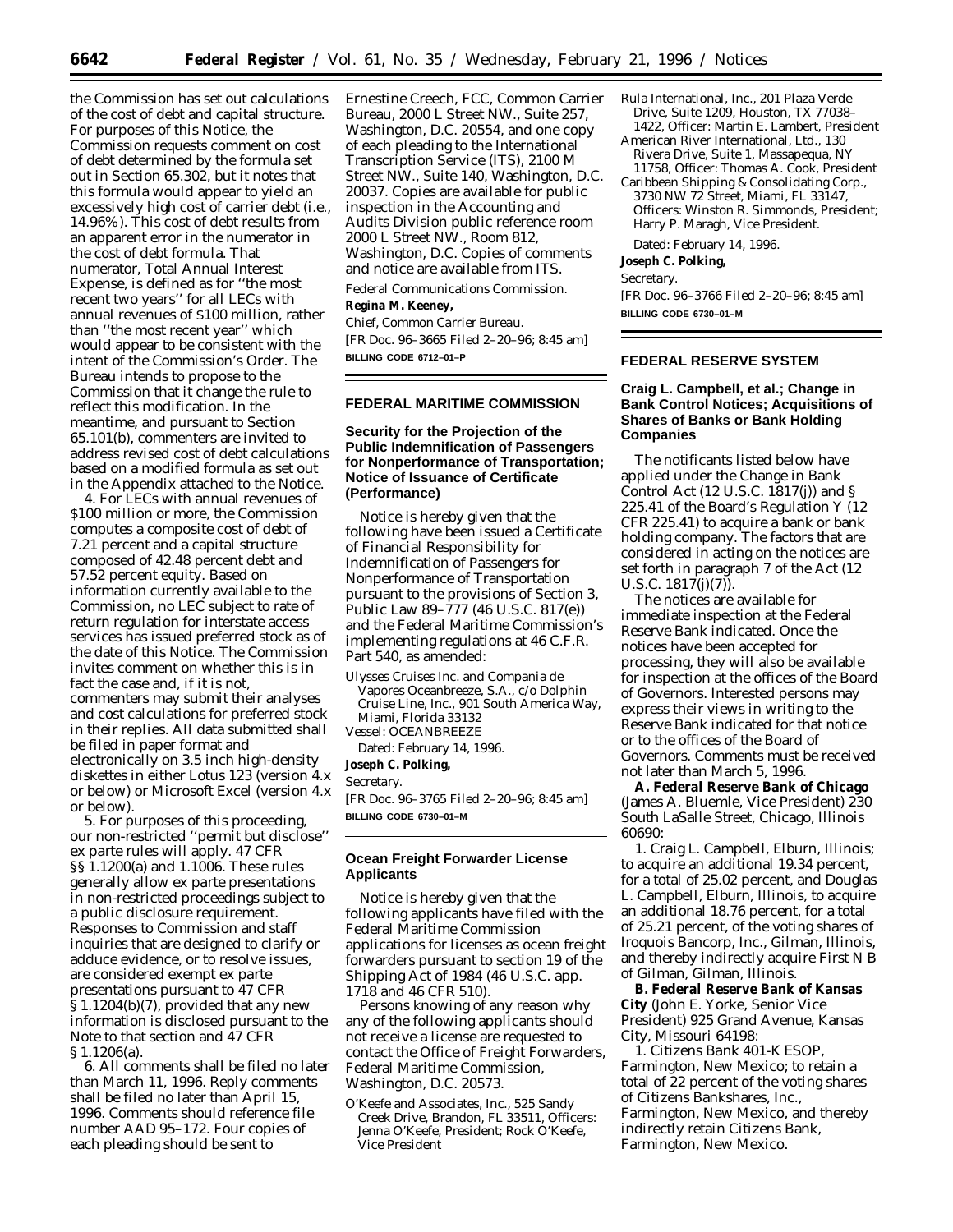the Commission has set out calculations of the cost of debt and capital structure. For purposes of this Notice, the Commission requests comment on cost of debt determined by the formula set out in Section 65.302, but it notes that this formula would appear to yield an excessively high cost of carrier debt (i.e., 14.96%). This cost of debt results from an apparent error in the numerator in the cost of debt formula. That numerator, Total Annual Interest Expense, is defined as for ''the most recent two years'' for all LECs with annual revenues of $100 million, rather than ''the most recent year'' which would appear to be consistent with the intent of the Commission's Order. The Bureau intends to propose to the Commission that it change the rule to reflect this modification. In the meantime, and pursuant to Section 65.101(b), commenters are invited to address revised cost of debt calculations based on a modified formula as set out in the Appendix attached to the Notice.

4. For LECs with annual revenues of $100 million or more, the Commission computes a composite cost of debt of 7.21 percent and a capital structure composed of 42.48 percent debt and 57.52 percent equity. Based on information currently available to the Commission, no LEC subject to rate of return regulation for interstate access services has issued preferred stock as of the date of this Notice. The Commission invites comment on whether this is in fact the case and, if it is not, commenters may submit their analyses and cost calculations for preferred stock in their replies. All data submitted shall be filed in paper format and electronically on 3.5 inch high-density diskettes in either Lotus 123 (version 4.x or below) or Microsoft Excel (version 4.x or below).

5. For purposes of this proceeding, our non-restricted ''permit but disclose'' ex parte rules will apply. 47 CFR §§ 1.1200(a) and 1.1006. These rules generally allow ex parte presentations in non-restricted proceedings subject to a public disclosure requirement. Responses to Commission and staff inquiries that are designed to clarify or adduce evidence, or to resolve issues, are considered exempt ex parte presentations pursuant to 47 CFR § 1.1204(b)(7), provided that any new information is disclosed pursuant to the Note to that section and 47 CFR § 1.1206(a).

6. All comments shall be filed no later than March 11, 1996. Reply comments shall be filed no later than April 15, 1996. Comments should reference file number AAD 95–172. Four copies of each pleading should be sent to Ernestine Creech, FCC, Common Carrier Bureau, 2000 L Street NW., Suite 257, Washington, D.C. 20554, and one copy of each pleading to the International Transcription Service (ITS), 2100 M Street NW., Suite 140, Washington, D.C. 20037. Copies are available for public inspection in the Accounting and Audits Division public reference room 2000 L Street NW., Room 812, Washington, D.C. Copies of comments and notice are available from ITS.

Federal Communications Commission.

**Regina M. Keeney,**

*Chief, Common Carrier Bureau.*

[FR Doc. 96–3665 Filed 2–20–96; 8:45 am]

**BILLING CODE 6712–01–P**

## FEDERAL MARITIME COMMISSION

### Security for the Projection of the Public Indemnification of Passengers for Nonperformance of Transportation; Notice of Issuance of Certificate (Performance)

Notice is hereby given that the following have been issued a Certificate of Financial Responsibility for Indemnification of Passengers for Nonperformance of Transportation pursuant to the provisions of Section 3, Public Law 89–777 (46 U.S.C. 817(e)) and the Federal Maritime Commission's implementing regulations at 46 C.F.R. Part 540, as amended:

Ulysses Cruises Inc. and Compania de Vapores Oceanbreeze, S.A., c/o Dolphin Cruise Line, Inc., 901 South America Way, Miami, Florida 33132

Vessel: OCEANBREEZE

Dated: February 14, 1996.

**Joseph C. Polking,**

*Secretary.*

[FR Doc. 96–3765 Filed 2–20–96; 8:45 am]

**BILLING CODE 6730–01–M**

### Ocean Freight Forwarder License Applicants

Notice is hereby given that the following applicants have filed with the Federal Maritime Commission applications for licenses as ocean freight forwarders pursuant to section 19 of the Shipping Act of 1984 (46 U.S.C. app. 1718 and 46 CFR 510).

Persons knowing of any reason why any of the following applicants should not receive a license are requested to contact the Office of Freight Forwarders, Federal Maritime Commission, Washington, D.C. 20573.

O'Keefe and Associates, Inc., 525 Sandy Creek Drive, Brandon, FL 33511, Officers: Jenna O'Keefe, President; Rock O'Keefe, Vice President

Rula International, Inc., 201 Plaza Verde Drive, Suite 1209, Houston, TX 77038–1422, Officer: Martin E. Lambert, President

American River International, Ltd., 130 Rivera Drive, Suite 1, Massapequa, NY 11758, Officer: Thomas A. Cook, President

Caribbean Shipping & Consolidating Corp., 3730 NW 72 Street, Miami, FL 33147, Officers: Winston R. Simmonds, President; Harry P. Maragh, Vice President.

Dated: February 14, 1996.

**Joseph C. Polking,**

*Secretary.*

[FR Doc. 96–3766 Filed 2–20–96; 8:45 am]

**BILLING CODE 6730–01–M**

## FEDERAL RESERVE SYSTEM

### Craig L. Campbell, et al.; Change in Bank Control Notices; Acquisitions of Shares of Banks or Bank Holding Companies

The notificants listed below have applied under the Change in Bank Control Act (12 U.S.C. 1817(j)) and § 225.41 of the Board's Regulation Y (12 CFR 225.41) to acquire a bank or bank holding company. The factors that are considered in acting on the notices are set forth in paragraph 7 of the Act (12 U.S.C. 1817(j)(7)).

The notices are available for immediate inspection at the Federal Reserve Bank indicated. Once the notices have been accepted for processing, they will also be available for inspection at the offices of the Board of Governors. Interested persons may express their views in writing to the Reserve Bank indicated for that notice or to the offices of the Board of Governors. Comments must be received not later than March 5, 1996.

**A. Federal Reserve Bank of Chicago** (James A. Bluemle, Vice President) 230 South LaSalle Street, Chicago, Illinois 60690:

1. *Craig L. Campbell*, Elburn, Illinois; to acquire an additional 19.34 percent, for a total of 25.02 percent, and Douglas L. Campbell, Elburn, Illinois, to acquire an additional 18.76 percent, for a total of 25.21 percent, of the voting shares of Iroquois Bancorp, Inc., Gilman, Illinois, and thereby indirectly acquire First N B of Gilman, Gilman, Illinois.

**B. Federal Reserve Bank of Kansas City** (John E. Yorke, Senior Vice President) 925 Grand Avenue, Kansas City, Missouri 64198:

1. *Citizens Bank 401-K ESOP*, Farmington, New Mexico; to retain a total of 22 percent of the voting shares of Citizens Bankshares, Inc., Farmington, New Mexico, and thereby indirectly retain Citizens Bank, Farmington, New Mexico.